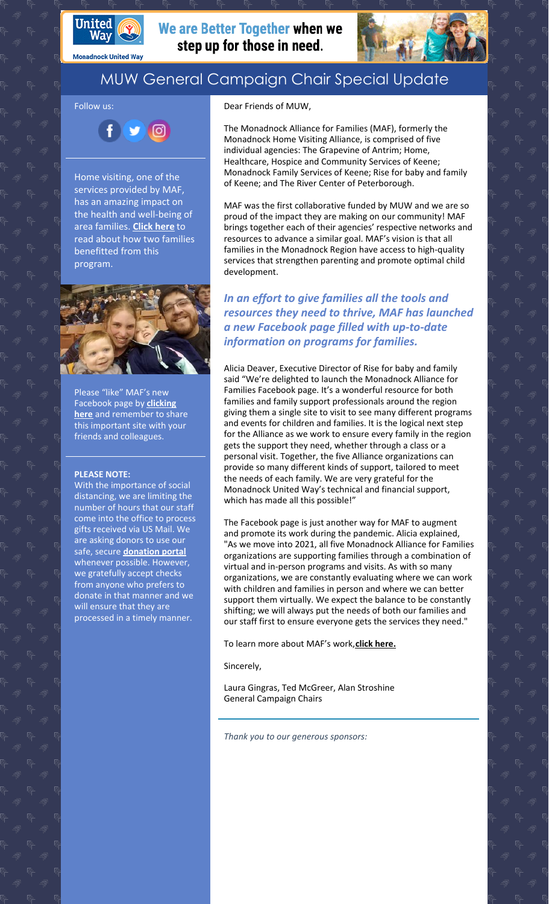Monadnock United Way

**We are Better Together when we step up for those in need.**

# MUW General Campaign Chair Special Update

Dear Friends of MUW,

The Monadnock Alliance for Families (MAF), formerly the Monadnock Home Visiting Alliance, is comprised of five individual agencies: The Grapevine of Antrim; Home, Healthcare, Hospice and Community Services of Keene; Monadnock Family Services of Keene; Rise for baby and family of Keene; and The River Center of Peterborough.

MAF was the first collaborative funded by MUW and we are so proud of the impact they are making on our community! MAF brings together each of their agencies' respective networks and resources to advance a similar goal. MAF's vision is that all families in the Monadnock Region have access to high-quality services that strengthen parenting and promote optimal child development.

***In an effort to give families all the tools and resources they need to thrive, MAF has launched a new Facebook page filled with up-to-date information on programs for families.***

Alicia Deaver, Executive Director of Rise for baby and family said "We're delighted to launch the Monadnock Alliance for Families Facebook page. It's a wonderful resource for both families and family support professionals around the region giving them a single site to visit to see many different programs and events for children and families. It is the logical next step for the Alliance as we work to ensure every family in the region gets the support they need, whether through a class or a personal visit. Together, the five Alliance organizations can provide so many different kinds of support, tailored to meet the needs of each family. We are very grateful for the Monadnock United Way's technical and financial support, which has made all this possible!"

The Facebook page is just another way for MAF to augment and promote its work during the pandemic. Alicia explained, "As we move into 2021, all five Monadnock Alliance for Families organizations are supporting families through a combination of virtual and in-person programs and visits. As with so many organizations, we are constantly evaluating where we can work with children and families in person and where we can better support them virtually. We expect the balance to be constantly shifting; we will always put the needs of both our families and our staff first to ensure everyone gets the services they need."

To learn more about MAF's work, **click here.**

Sincerely,

Laura Gingras, Ted McGreer, Alan Stroshine
General Campaign Chairs

*Thank you to our generous sponsors:*

Follow us:

Home visiting, one of the services provided by MAF, has an amazing impact on the health and well-being of area families. **Click here** to read about how two families benefitted from this program.

Please "like" MAF's new Facebook page by **clicking here** and remember to share this important site with your friends and colleagues.

**PLEASE NOTE:**
With the importance of social distancing, we are limiting the number of hours that our staff come into the office to process gifts received via US Mail. We are asking donors to use our safe, secure **donation portal** whenever possible. However, we gratefully accept checks from anyone who prefers to donate in that manner and we will ensure that they are processed in a timely manner.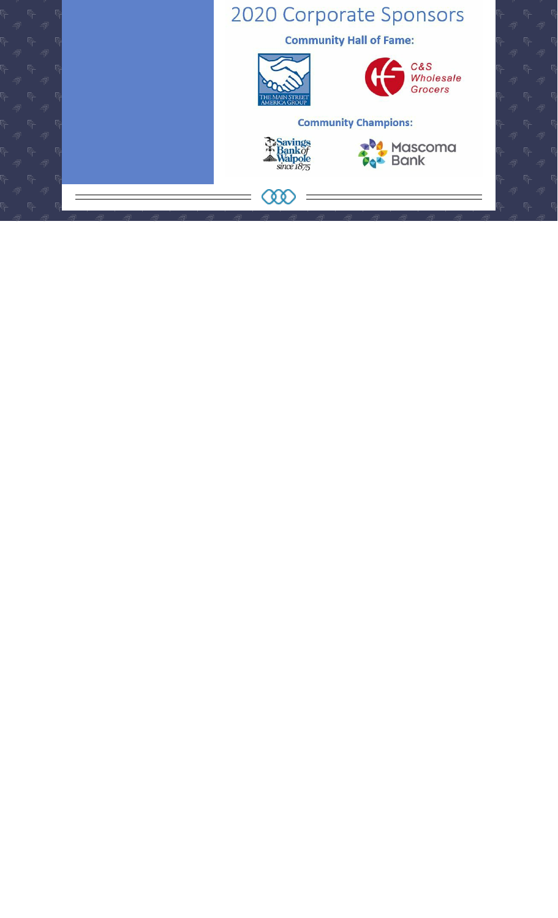# 2020 Corporate Sponsors

**Community Hall of Fame:**

THE MAIN STREET AMERICA GROUP

C&S Wholesale Grocers

**Community Champions:**

Savings Bank of Walpole since 1875

Mascoma Bank